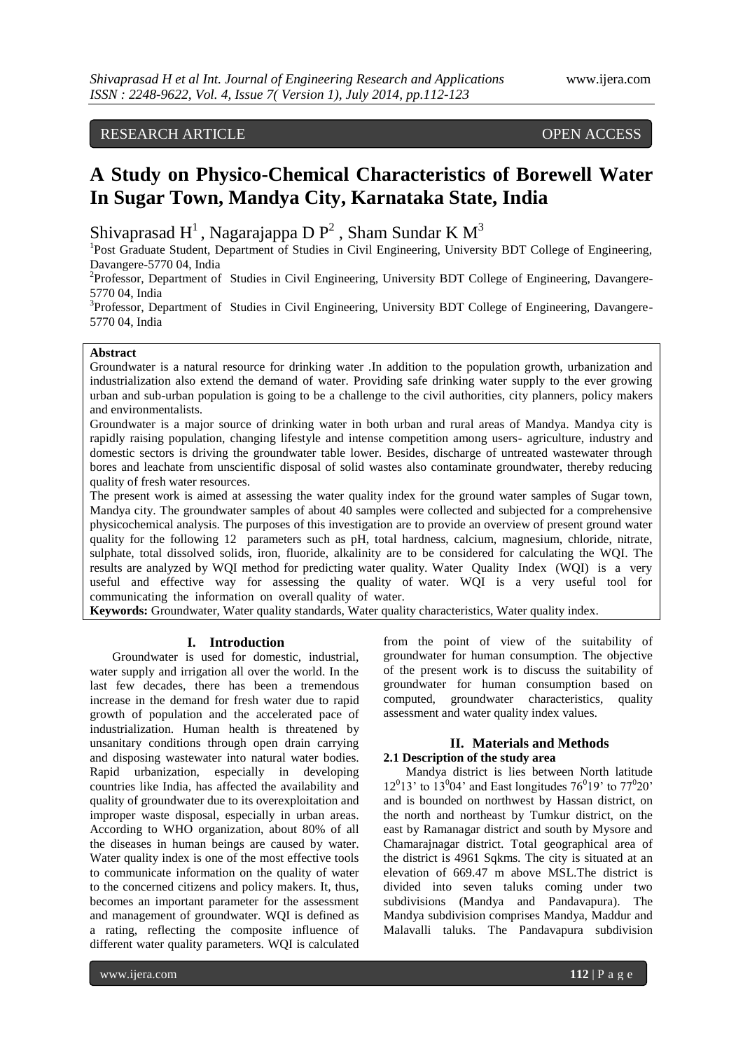RESEARCH ARTICLE OPEN ACCESS

# A Study on Physico-Chemical Characteristics of Borewell Water In Sugar Town, Mandya City, Karnataka State, India

Shivaprasad H[1], Nagarajappa D P[2], Sham Sundar K M[3]

[1]Post Graduate Student, Department of Studies in Civil Engineering, University BDT College of Engineering, Davangere-5770 04, India

[2]Professor, Department of Studies in Civil Engineering, University BDT College of Engineering, Davangere-5770 04, India

[3]Professor, Department of Studies in Civil Engineering, University BDT College of Engineering, Davangere-5770 04, India

**Abstract**

Groundwater is a natural resource for drinking water .In addition to the population growth, urbanization and industrialization also extend the demand of water. Providing safe drinking water supply to the ever growing urban and sub-urban population is going to be a challenge to the civil authorities, city planners, policy makers and environmentalists.

Groundwater is a major source of drinking water in both urban and rural areas of Mandya. Mandya city is rapidly raising population, changing lifestyle and intense competition among users- agriculture, industry and domestic sectors is driving the groundwater table lower. Besides, discharge of untreated wastewater through bores and leachate from unscientific disposal of solid wastes also contaminate groundwater, thereby reducing quality of fresh water resources.

The present work is aimed at assessing the water quality index for the ground water samples of Sugar town, Mandya city. The groundwater samples of about 40 samples were collected and subjected for a comprehensive physicochemical analysis. The purposes of this investigation are to provide an overview of present ground water quality for the following 12 parameters such as pH, total hardness, calcium, magnesium, chloride, nitrate, sulphate, total dissolved solids, iron, fluoride, alkalinity are to be considered for calculating the WQI. The results are analyzed by WQI method for predicting water quality. Water Quality Index (WQI) is a very useful and effective way for assessing the quality of water. WQI is a very useful tool for communicating the information on overall quality of water.

**Keywords:** Groundwater, Water quality standards, Water quality characteristics, Water quality index.

## I. Introduction

Groundwater is used for domestic, industrial, water supply and irrigation all over the world. In the last few decades, there has been a tremendous increase in the demand for fresh water due to rapid growth of population and the accelerated pace of industrialization. Human health is threatened by unsanitary conditions through open drain carrying and disposing wastewater into natural water bodies. Rapid urbanization, especially in developing countries like India, has affected the availability and quality of groundwater due to its overexploitation and improper waste disposal, especially in urban areas. According to WHO organization, about 80% of all the diseases in human beings are caused by water. Water quality index is one of the most effective tools to communicate information on the quality of water to the concerned citizens and policy makers. It, thus, becomes an important parameter for the assessment and management of groundwater. WQI is defined as a rating, reflecting the composite influence of different water quality parameters. WQI is calculated from the point of view of the suitability of groundwater for human consumption. The objective of the present work is to discuss the suitability of groundwater for human consumption based on computed, groundwater characteristics, quality assessment and water quality index values.

## II. Materials and Methods

### 2.1 Description of the study area

Mandya district is lies between North latitude $12^0 13'$ to $13^0 04'$ and East longitudes $76^0 19'$ to $77^0 20'$ and is bounded on northwest by Hassan district, on the north and northeast by Tumkur district, on the east by Ramanagar district and south by Mysore and Chamarajnagar district. Total geographical area of the district is 4961 Sqkms. The city is situated at an elevation of 669.47 m above MSL.The district is divided into seven taluks coming under two subdivisions (Mandya and Pandavapura). The Mandya subdivision comprises Mandya, Maddur and Malavalli taluks. The Pandavapura subdivision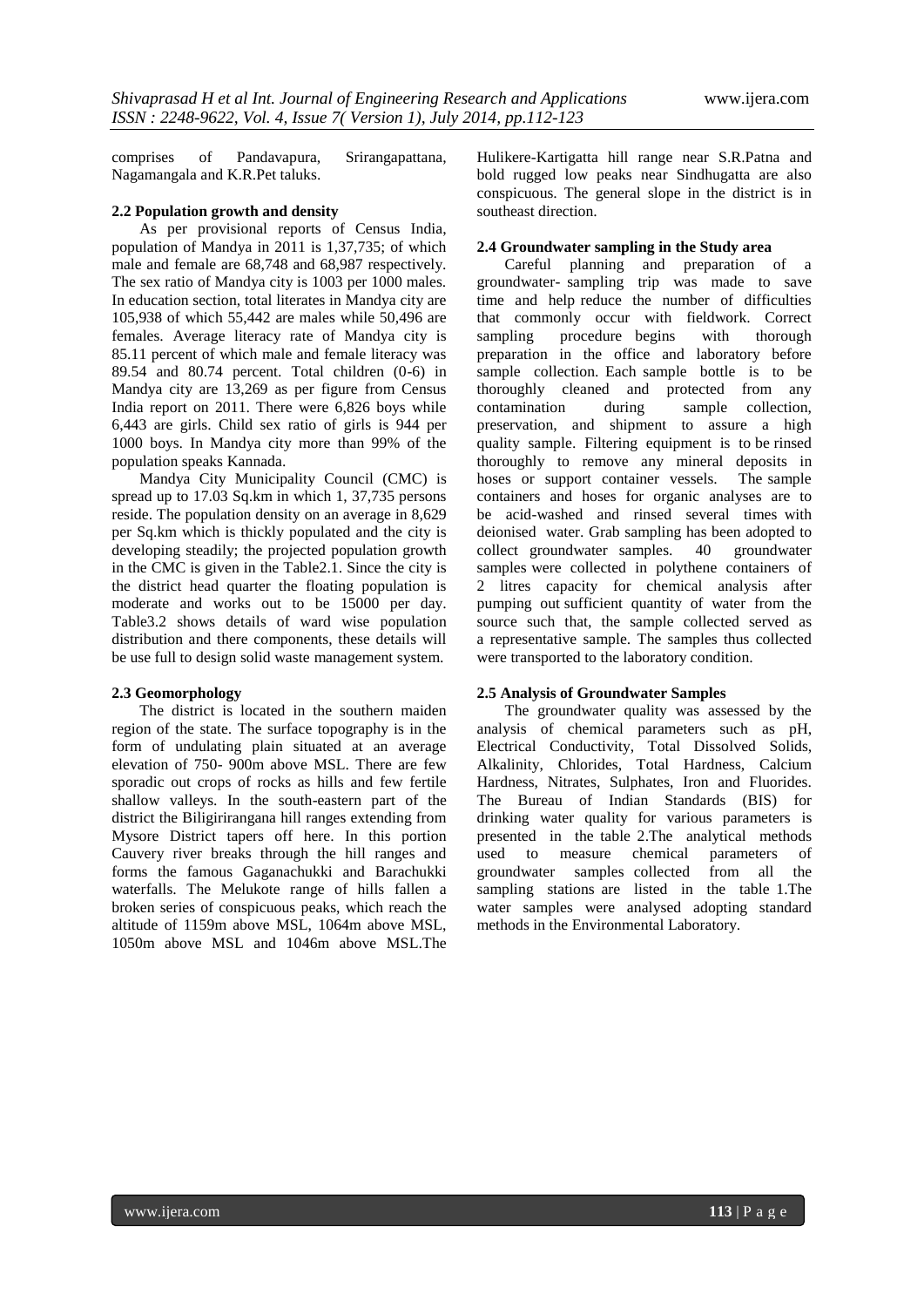comprises of Pandavapura, Srirangapattana, Nagamangala and K.R.Pet taluks.

### 2.2 Population growth and density

As per provisional reports of Census India, population of Mandya in 2011 is 1,37,735; of which male and female are 68,748 and 68,987 respectively. The sex ratio of Mandya city is 1003 per 1000 males. In education section, total literates in Mandya city are 105,938 of which 55,442 are males while 50,496 are females. Average literacy rate of Mandya city is 85.11 percent of which male and female literacy was 89.54 and 80.74 percent. Total children (0-6) in Mandya city are 13,269 as per figure from Census India report on 2011. There were 6,826 boys while 6,443 are girls. Child sex ratio of girls is 944 per 1000 boys. In Mandya city more than 99% of the population speaks Kannada.

Mandya City Municipality Council (CMC) is spread up to 17.03 Sq.km in which 1, 37,735 persons reside. The population density on an average in 8,629 per Sq.km which is thickly populated and the city is developing steadily; the projected population growth in the CMC is given in the Table2.1. Since the city is the district head quarter the floating population is moderate and works out to be 15000 per day. Table3.2 shows details of ward wise population distribution and there components, these details will be use full to design solid waste management system.

### 2.3 Geomorphology

The district is located in the southern maiden region of the state. The surface topography is in the form of undulating plain situated at an average elevation of 750- 900m above MSL. There are few sporadic out crops of rocks as hills and few fertile shallow valleys. In the south-eastern part of the district the Biligirirangana hill ranges extending from Mysore District tapers off here. In this portion Cauvery river breaks through the hill ranges and forms the famous Gaganachukki and Barachukki waterfalls. The Melukote range of hills fallen a broken series of conspicuous peaks, which reach the altitude of 1159m above MSL, 1064m above MSL, 1050m above MSL and 1046m above MSL.The Hulikere-Kartigatta hill range near S.R.Patna and bold rugged low peaks near Sindhugatta are also conspicuous. The general slope in the district is in southeast direction.

### 2.4 Groundwater sampling in the Study area

Careful planning and preparation of a groundwater- sampling trip was made to save time and help reduce the number of difficulties that commonly occur with fieldwork. Correct sampling procedure begins with thorough preparation in the office and laboratory before sample collection. Each sample bottle is to be thoroughly cleaned and protected from any contamination during sample collection, preservation, and shipment to assure a high quality sample. Filtering equipment is to be rinsed thoroughly to remove any mineral deposits in hoses or support container vessels. The sample containers and hoses for organic analyses are to be acid-washed and rinsed several times with deionised water. Grab sampling has been adopted to collect groundwater samples. 40 groundwater samples were collected in polythene containers of 2 litres capacity for chemical analysis after pumping out sufficient quantity of water from the source such that, the sample collected served as a representative sample. The samples thus collected were transported to the laboratory condition.

### 2.5 Analysis of Groundwater Samples

The groundwater quality was assessed by the analysis of chemical parameters such as pH, Electrical Conductivity, Total Dissolved Solids, Alkalinity, Chlorides, Total Hardness, Calcium Hardness, Nitrates, Sulphates, Iron and Fluorides. The Bureau of Indian Standards (BIS) for drinking water quality for various parameters is presented in the table 2.The analytical methods used to measure chemical parameters of groundwater samples collected from all the sampling stations are listed in the table 1.The water samples were analysed adopting standard methods in the Environmental Laboratory.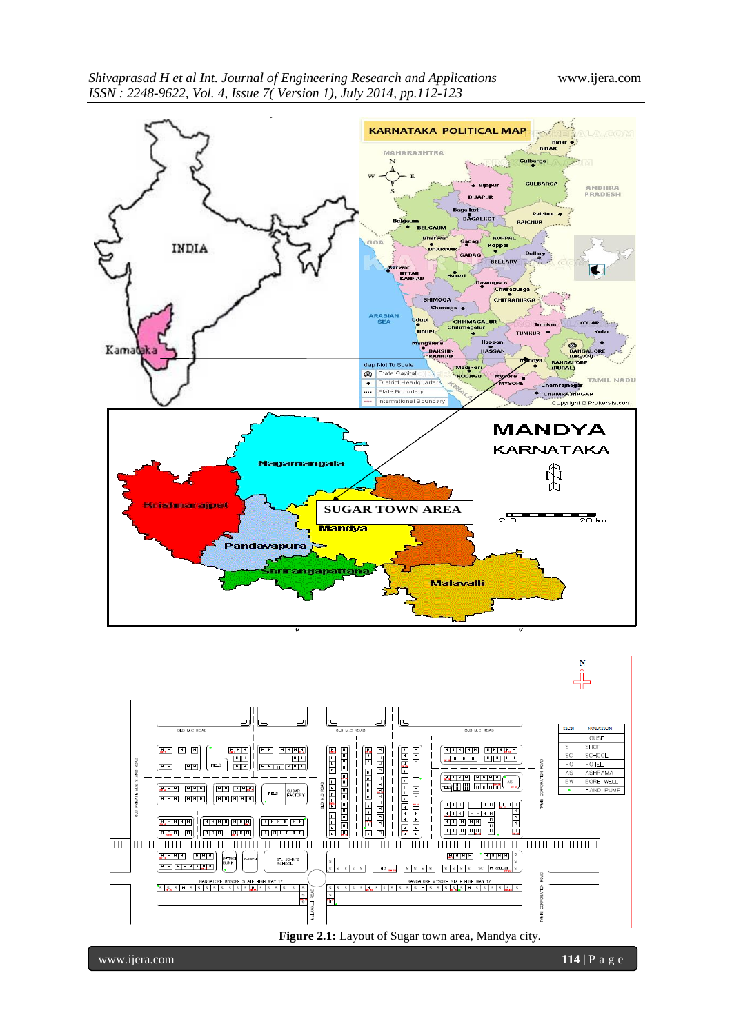**Figure 2.1:** Layout of Sugar town area, Mandya city.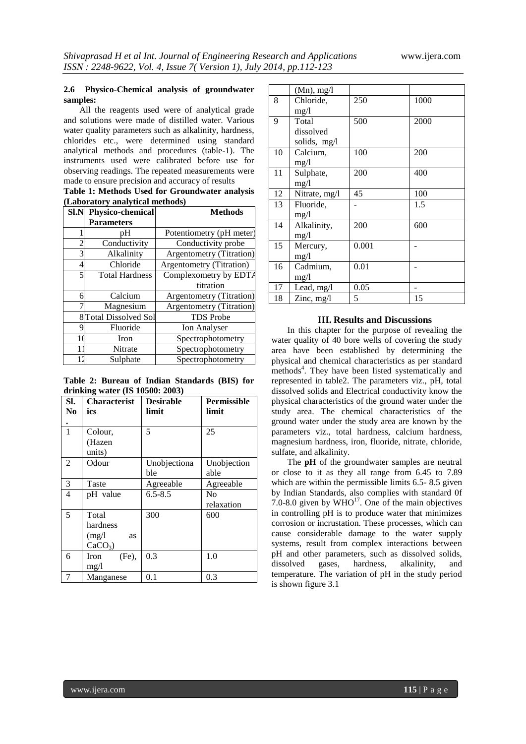### 2.6 Physico-Chemical analysis of groundwater samples:

All the reagents used were of analytical grade and solutions were made of distilled water. Various water quality parameters such as alkalinity, hardness, chlorides etc., were determined using standard analytical methods and procedures (table-1). The instruments used were calibrated before use for observing readings. The repeated measurements were made to ensure precision and accuracy of results

**Table 1: Methods Used for Groundwater analysis (Laboratory analytical methods)**

| Sl.N | Physico-chemical Parameters | Methods |
|---|---|---|
| 1 | pH | Potentiometry (pH meter) |
| 2 | Conductivity | Conductivity probe |
| 3 | Alkalinity | Argentometry (Titration) |
| 4 | Chloride | Argentometry (Titration) |
| 5 | Total Hardness | Complexometry by EDTA titration |
| 6 | Calcium | Argentometry (Titration) |
| 7 | Magnesium | Argentometry (Titration) |
| 8 | Total Dissolved Sol | TDS Probe |
| 9 | Fluoride | Ion Analyser |
| 10 | Iron | Spectrophotometry |
| 11 | Nitrate | Spectrophotometry |
| 12 | Sulphate | Spectrophotometry |

**Table 2: Bureau of Indian Standards (BIS) for drinking water (IS 10500: 2003)**

| Sl. No. | Characteristics | Desirable limit | Permissible limit |
|---|---|---|---|
| 1 | Colour, (Hazen units) | 5 | 25 |
| 2 | Odour | Unobjectionable | Unobjectionable |
| 3 | Taste | Agreeable | Agreeable |
| 4 | pH value | 6.5-8.5 | No relaxation |
| 5 | Total hardness (mg/l as $CaCO_3$) | 300 | 600 |
| 6 | Iron (Fe), mg/l | 0.3 | 1.0 |
| 7 | Manganese (Mn), mg/l | 0.1 | 0.3 |
| 8 | Chloride, mg/l | 250 | 1000 |
| 9 | Total dissolved solids, mg/l | 500 | 2000 |
| 10 | Calcium, mg/l | 100 | 200 |
| 11 | Sulphate, mg/l | 200 | 400 |
| 12 | Nitrate, mg/l | 45 | 100 |
| 13 | Fluoride, mg/l | - | 1.5 |
| 14 | Alkalinity, mg/l | 200 | 600 |
| 15 | Mercury, mg/l | 0.001 | - |
| 16 | Cadmium, mg/l | 0.01 | - |
| 17 | Lead, mg/l | 0.05 | - |
| 18 | Zinc, mg/l | 5 | 15 |

## III. Results and Discussions

In this chapter for the purpose of revealing the water quality of 40 bore wells of covering the study area have been established by determining the physical and chemical characteristics as per standard methods[4]. They have been listed systematically and represented in table2. The parameters viz., pH, total dissolved solids and Electrical conductivity know the physical characteristics of the ground water under the study area. The chemical characteristics of the ground water under the study area are known by the parameters viz., total hardness, calcium hardness, magnesium hardness, iron, fluoride, nitrate, chloride, sulfate, and alkalinity.

The **pH** of the groundwater samples are neutral or close to it as they all range from 6.45 to 7.89 which are within the permissible limits 6.5- 8.5 given by Indian Standards, also complies with standard 0f 7.0-8.0 given by WHO[17]. One of the main objectives in controlling pH is to produce water that minimizes corrosion or incrustation. These processes, which can cause considerable damage to the water supply systems, result from complex interactions between pH and other parameters, such as dissolved solids, dissolved gases, hardness, alkalinity, and temperature. The variation of pH in the study period is shown figure 3.1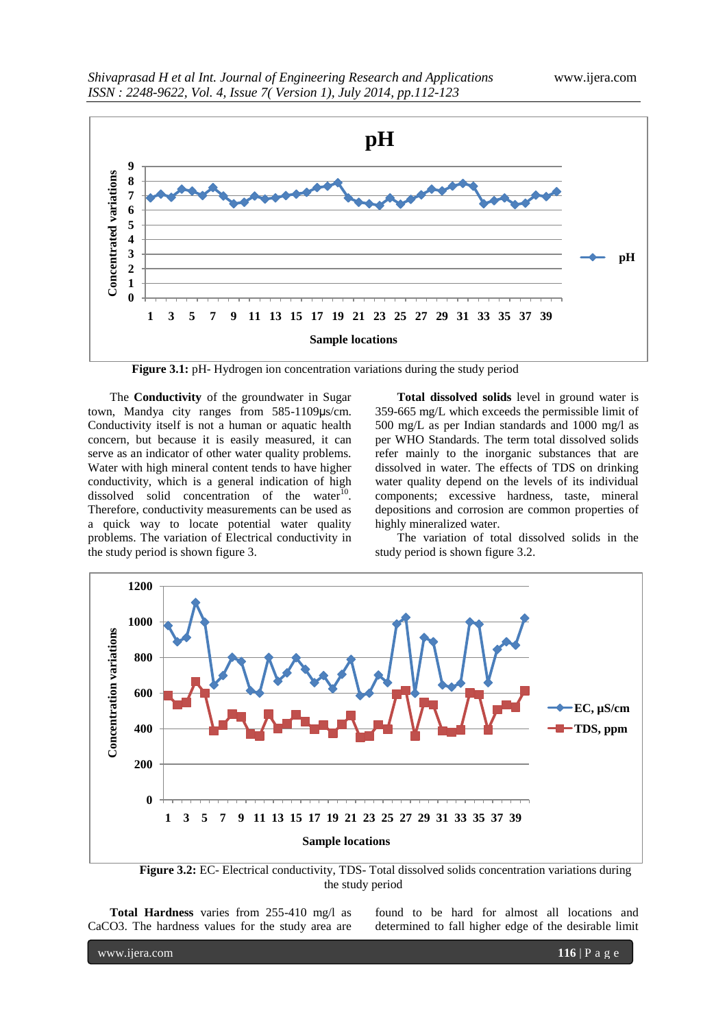**Figure 3.1:** pH- Hydrogen ion concentration variations during the study period

The **Conductivity** of the groundwater in Sugar town, Mandya city ranges from 585-1109µs/cm. Conductivity itself is not a human or aquatic health concern, but because it is easily measured, it can serve as an indicator of other water quality problems. Water with high mineral content tends to have higher conductivity, which is a general indication of high dissolved solid concentration of the water[10]. Therefore, conductivity measurements can be used as a quick way to locate potential water quality problems. The variation of Electrical conductivity in the study period is shown figure 3.

**Total dissolved solids** level in ground water is 359-665 mg/L which exceeds the permissible limit of 500 mg/L as per Indian standards and 1000 mg/l as per WHO Standards. The term total dissolved solids refer mainly to the inorganic substances that are dissolved in water. The effects of TDS on drinking water quality depend on the levels of its individual components; excessive hardness, taste, mineral depositions and corrosion are common properties of highly mineralized water.

The variation of total dissolved solids in the study period is shown figure 3.2.

**Figure 3.2:** EC- Electrical conductivity, TDS- Total dissolved solids concentration variations during the study period

**Total Hardness** varies from 255-410 mg/l as $CaCO_3$. The hardness values for the study area are found to be hard for almost all locations and determined to fall higher edge of the desirable limit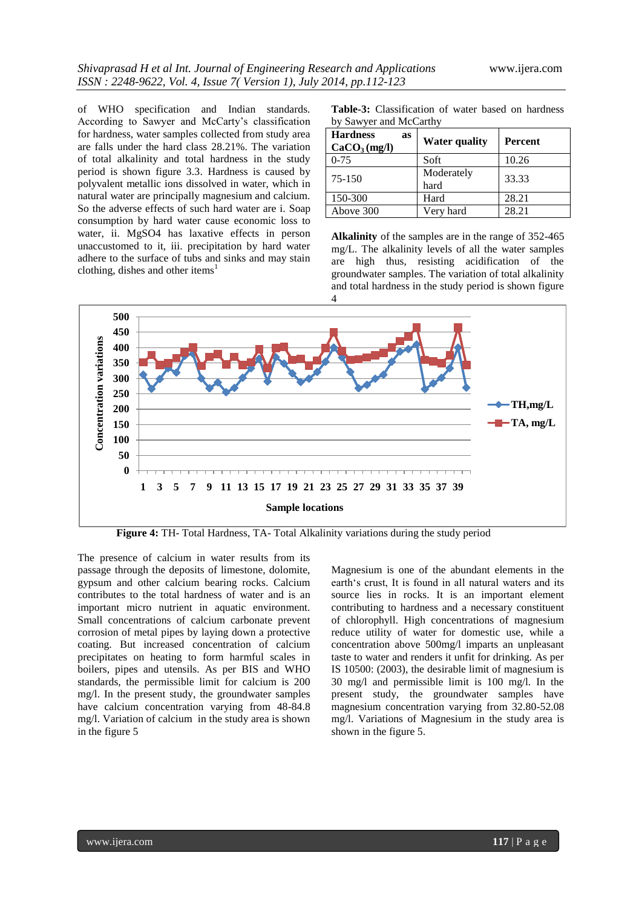of WHO specification and Indian standards. According to Sawyer and McCarty's classification for hardness, water samples collected from study area are falls under the hard class 28.21%. The variation of total alkalinity and total hardness in the study period is shown figure 3.3. Hardness is caused by polyvalent metallic ions dissolved in water, which in natural water are principally magnesium and calcium. So the adverse effects of such hard water are i. Soap consumption by hard water cause economic loss to water, ii. MgSO4 has laxative effects in person unaccustomed to it, iii. precipitation by hard water adhere to the surface of tubs and sinks and may stain clothing, dishes and other items[1]

**Table-3:** Classification of water based on hardness by Sawyer and McCarthy

| **Hardness as $CaCO_3$ (mg/l)** | **Water quality** | **Percent** |
| --- | --- | --- |
| 0-75 | Soft | 10.26 |
| 75-150 | Moderately hard | 33.33 |
| 150-300 | Hard | 28.21 |
| Above 300 | Very hard | 28.21 |

**Alkalinity** of the samples are in the range of 352-465 mg/L. The alkalinity levels of all the water samples are high thus, resisting acidification of the groundwater samples. The variation of total alkalinity and total hardness in the study period is shown figure 4

**Figure 4:** TH- Total Hardness, TA- Total Alkalinity variations during the study period

The presence of calcium in water results from its passage through the deposits of limestone, dolomite, gypsum and other calcium bearing rocks. Calcium contributes to the total hardness of water and is an important micro nutrient in aquatic environment. Small concentrations of calcium carbonate prevent corrosion of metal pipes by laying down a protective coating. But increased concentration of calcium precipitates on heating to form harmful scales in boilers, pipes and utensils. As per BIS and WHO standards, the permissible limit for calcium is 200 mg/l. In the present study, the groundwater samples have calcium concentration varying from 48-84.8 mg/l. Variation of calcium in the study area is shown in the figure 5

Magnesium is one of the abundant elements in the earth's crust, It is found in all natural waters and its source lies in rocks. It is an important element contributing to hardness and a necessary constituent of chlorophyll. High concentrations of magnesium reduce utility of water for domestic use, while a concentration above 500mg/l imparts an unpleasant taste to water and renders it unfit for drinking. As per IS 10500: (2003), the desirable limit of magnesium is 30 mg/l and permissible limit is 100 mg/l. In the present study, the groundwater samples have magnesium concentration varying from 32.80-52.08 mg/l. Variations of Magnesium in the study area is shown in the figure 5.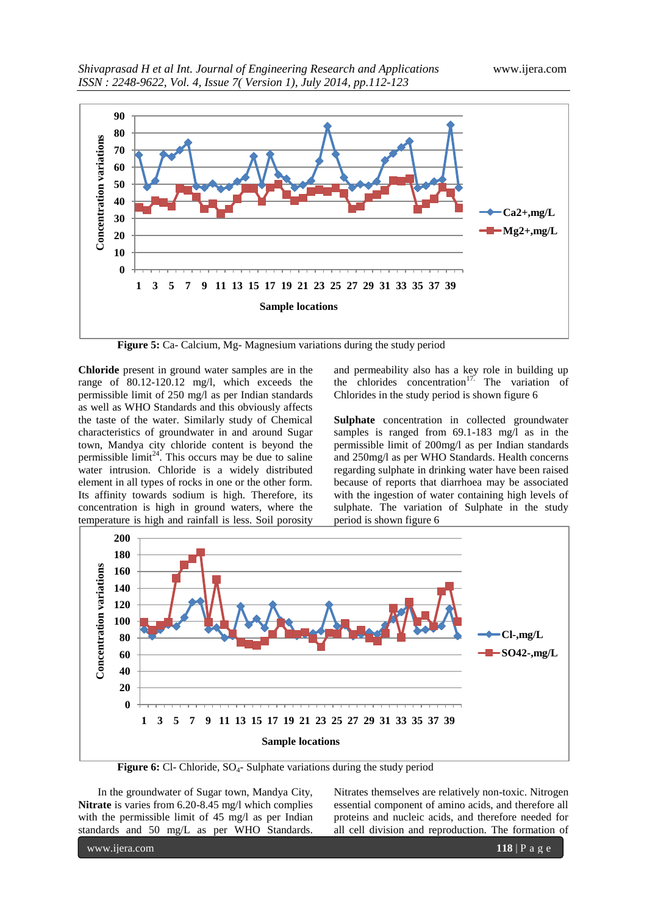**Figure 5:** Ca- Calcium, Mg- Magnesium variations during the study period

**Chloride** present in ground water samples are in the range of 80.12-120.12 mg/l, which exceeds the permissible limit of 250 mg/l as per Indian standards as well as WHO Standards and this obviously affects the taste of the water. Similarly study of Chemical characteristics of groundwater in and around Sugar town, Mandya city chloride content is beyond the permissible limit[24]. This occurs may be due to saline water intrusion. Chloride is a widely distributed element in all types of rocks in one or the other form. Its affinity towards sodium is high. Therefore, its concentration is high in ground waters, where the temperature is high and rainfall is less. Soil porosity and permeability also has a key role in building up the chlorides concentration[17]. The variation of Chlorides in the study period is shown figure 6

**Sulphate** concentration in collected groundwater samples is ranged from 69.1-183 mg/l as in the permissible limit of 200mg/l as per Indian standards and 250mg/l as per WHO Standards. Health concerns regarding sulphate in drinking water have been raised because of reports that diarrhoea may be associated with the ingestion of water containing high levels of sulphate. The variation of Sulphate in the study period is shown figure 6

**Figure 6:** Cl- Chloride, $SO_4$- Sulphate variations during the study period

In the groundwater of Sugar town, Mandya City, **Nitrate** is varies from 6.20-8.45 mg/l which complies with the permissible limit of 45 mg/l as per Indian standards and 50 mg/L as per WHO Standards. Nitrates themselves are relatively non-toxic. Nitrogen essential component of amino acids, and therefore all proteins and nucleic acids, and therefore needed for all cell division and reproduction. The formation of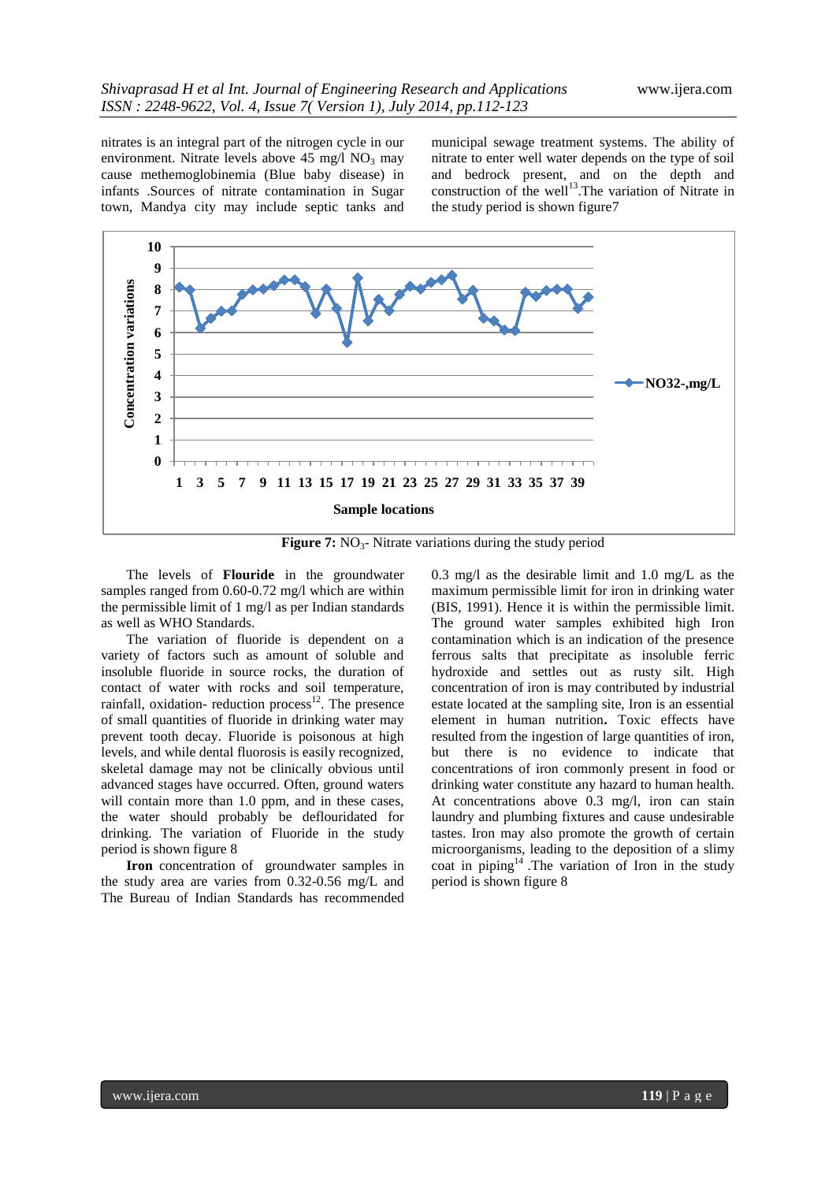nitrates is an integral part of the nitrogen cycle in our environment. Nitrate levels above 45 mg/l $NO_3$ may cause methemoglobinemia (Blue baby disease) in infants .Sources of nitrate contamination in Sugar town, Mandya city may include septic tanks and municipal sewage treatment systems. The ability of nitrate to enter well water depends on the type of soil and bedrock present, and on the depth and construction of the well[13].The variation of Nitrate in the study period is shown figure7

**Figure 7:** $NO_3$- Nitrate variations during the study period

The levels of **Flouride** in the groundwater samples ranged from 0.60-0.72 mg/l which are within the permissible limit of 1 mg/l as per Indian standards as well as WHO Standards.

The variation of fluoride is dependent on a variety of factors such as amount of soluble and insoluble fluoride in source rocks, the duration of contact of water with rocks and soil temperature, rainfall, oxidation- reduction process[12]. The presence of small quantities of fluoride in drinking water may prevent tooth decay. Fluoride is poisonous at high levels, and while dental fluorosis is easily recognized, skeletal damage may not be clinically obvious until advanced stages have occurred. Often, ground waters will contain more than 1.0 ppm, and in these cases, the water should probably be deflouridated for drinking. The variation of Fluoride in the study period is shown figure 8

**Iron** concentration of groundwater samples in the study area are varies from 0.32-0.56 mg/L and The Bureau of Indian Standards has recommended 0.3 mg/l as the desirable limit and 1.0 mg/L as the maximum permissible limit for iron in drinking water (BIS, 1991). Hence it is within the permissible limit. The ground water samples exhibited high Iron contamination which is an indication of the presence ferrous salts that precipitate as insoluble ferric hydroxide and settles out as rusty silt. High concentration of iron is may contributed by industrial estate located at the sampling site, Iron is an essential element in human nutrition**.** Toxic effects have resulted from the ingestion of large quantities of iron, but there is no evidence to indicate that concentrations of iron commonly present in food or drinking water constitute any hazard to human health. At concentrations above 0.3 mg/l, iron can stain laundry and plumbing fixtures and cause undesirable tastes. Iron may also promote the growth of certain microorganisms, leading to the deposition of a slimy coat in piping[14] .The variation of Iron in the study period is shown figure 8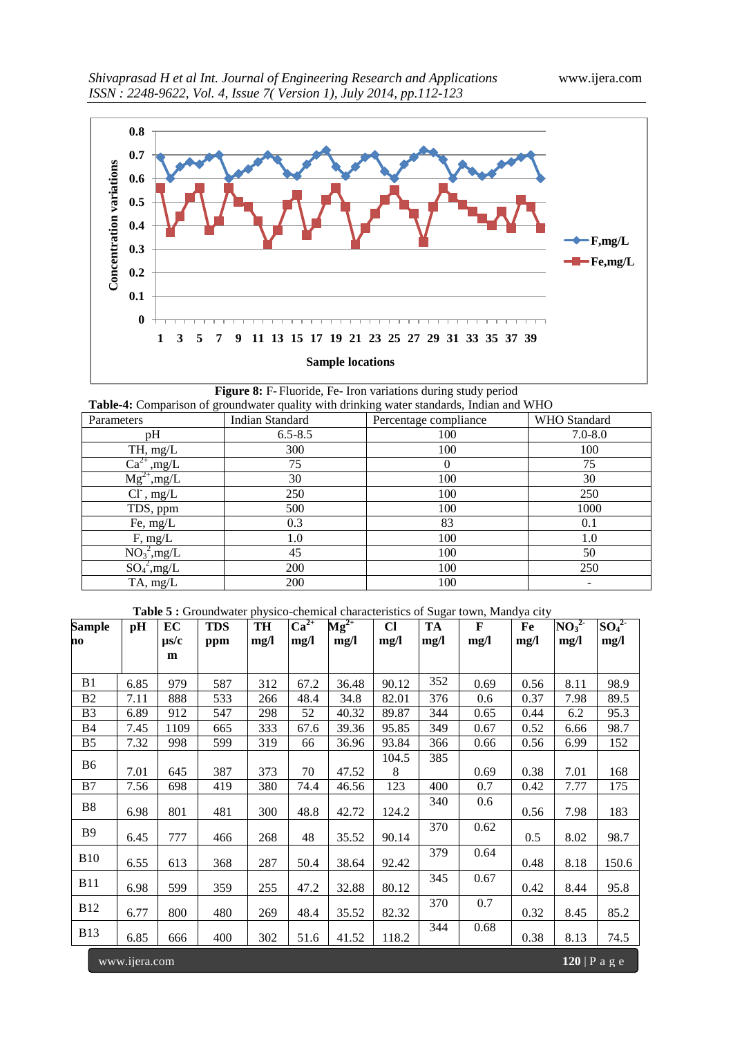**Figure 8:** F- Fluoride, Fe- Iron variations during study period

**Table-4:** Comparison of groundwater quality with drinking water standards, Indian and WHO

| Parameters | Indian Standard | Percentage compliance | WHO Standard |
|---|---|---|---|
| pH | 6.5-8.5 | 100 | 7.0-8.0 |
| TH, mg/L | 300 | 100 | 100 |
| $Ca^{2+}$,mg/L | 75 | 0 | 75 |
| $Mg^{2+}$,mg/L | 30 | 100 | 30 |
| $Cl^{-}$, mg/L | 250 | 100 | 250 |
| TDS, ppm | 500 | 100 | 1000 |
| Fe, mg/L | 0.3 | 83 | 0.1 |
| F, mg/L | 1.0 | 100 | 1.0 |
| $NO_3^{2}$,mg/L | 45 | 100 | 50 |
| $SO_4^{2}$,mg/L | 200 | 100 | 250 |
| TA, mg/L | 200 | 100 | - |

**Table 5 :** Groundwater physico-chemical characteristics of Sugar town, Mandya city

| Sample no | pH | EC μs/cm | TDS ppm | TH mg/l | $Ca^{2+}$ mg/l | $Mg^{2+}$ mg/l | Cl mg/l | TA mg/l | F mg/l | Fe mg/l | $NO_3^{2-}$ mg/l | $SO_4^{2-}$ mg/l |
|---|---|---|---|---|---|---|---|---|---|---|---|---|
| B1 | 6.85 | 979 | 587 | 312 | 67.2 | 36.48 | 90.12 | 352 | 0.69 | 0.56 | 8.11 | 98.9 |
| B2 | 7.11 | 888 | 533 | 266 | 48.4 | 34.8 | 82.01 | 376 | 0.6 | 0.37 | 7.98 | 89.5 |
| B3 | 6.89 | 912 | 547 | 298 | 52 | 40.32 | 89.87 | 344 | 0.65 | 0.44 | 6.2 | 95.3 |
| B4 | 7.45 | 1109 | 665 | 333 | 67.6 | 39.36 | 95.85 | 349 | 0.67 | 0.52 | 6.66 | 98.7 |
| B5 | 7.32 | 998 | 599 | 319 | 66 | 36.96 | 93.84 | 366 | 0.66 | 0.56 | 6.99 | 152 |
| B6 | 7.01 | 645 | 387 | 373 | 70 | 47.52 | 104.58 | 385 | 0.69 | 0.38 | 7.01 | 168 |
| B7 | 7.56 | 698 | 419 | 380 | 74.4 | 46.56 | 123 | 400 | 0.7 | 0.42 | 7.77 | 175 |
| B8 | 6.98 | 801 | 481 | 300 | 48.8 | 42.72 | 124.2 | 340 | 0.6 | 0.56 | 7.98 | 183 |
| B9 | 6.45 | 777 | 466 | 268 | 48 | 35.52 | 90.14 | 370 | 0.62 | 0.5 | 8.02 | 98.7 |
| B10 | 6.55 | 613 | 368 | 287 | 50.4 | 38.64 | 92.42 | 379 | 0.64 | 0.48 | 8.18 | 150.6 |
| B11 | 6.98 | 599 | 359 | 255 | 47.2 | 32.88 | 80.12 | 345 | 0.67 | 0.42 | 8.44 | 95.8 |
| B12 | 6.77 | 800 | 480 | 269 | 48.4 | 35.52 | 82.32 | 370 | 0.7 | 0.32 | 8.45 | 85.2 |
| B13 | 6.85 | 666 | 400 | 302 | 51.6 | 41.52 | 118.2 | 344 | 0.68 | 0.38 | 8.13 | 74.5 |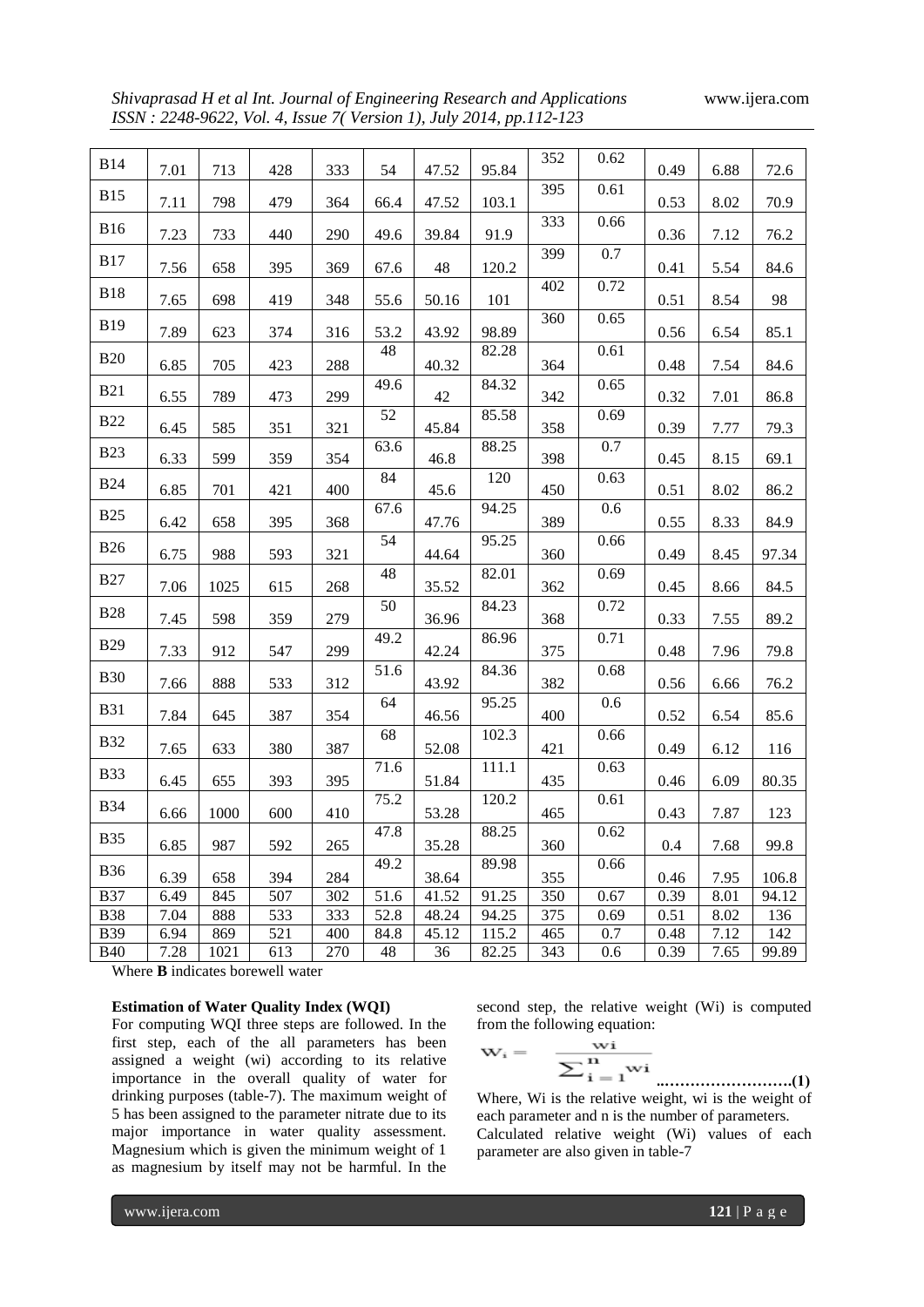| B14 | 7.01 | 713 | 428 | 333 | 54 | 47.52 | 95.84 | 352 | 0.62 | 0.49 | 6.88 | 72.6 |
|---|---|---|---|---|---|---|---|---|---|---|---|---|
| B15 | 7.11 | 798 | 479 | 364 | 66.4 | 47.52 | 103.1 | 395 | 0.61 | 0.53 | 8.02 | 70.9 |
| B16 | 7.23 | 733 | 440 | 290 | 49.6 | 39.84 | 91.9 | 333 | 0.66 | 0.36 | 7.12 | 76.2 |
| B17 | 7.56 | 658 | 395 | 369 | 67.6 | 48 | 120.2 | 399 | 0.7 | 0.41 | 5.54 | 84.6 |
| B18 | 7.65 | 698 | 419 | 348 | 55.6 | 50.16 | 101 | 402 | 0.72 | 0.51 | 8.54 | 98 |
| B19 | 7.89 | 623 | 374 | 316 | 53.2 | 43.92 | 98.89 | 360 | 0.65 | 0.56 | 6.54 | 85.1 |
| B20 | 6.85 | 705 | 423 | 288 | 48 | 40.32 | 82.28 | 364 | 0.61 | 0.48 | 7.54 | 84.6 |
| B21 | 6.55 | 789 | 473 | 299 | 49.6 | 42 | 84.32 | 342 | 0.65 | 0.32 | 7.01 | 86.8 |
| B22 | 6.45 | 585 | 351 | 321 | 52 | 45.84 | 85.58 | 358 | 0.69 | 0.39 | 7.77 | 79.3 |
| B23 | 6.33 | 599 | 359 | 354 | 63.6 | 46.8 | 88.25 | 398 | 0.7 | 0.45 | 8.15 | 69.1 |
| B24 | 6.85 | 701 | 421 | 400 | 84 | 45.6 | 120 | 450 | 0.63 | 0.51 | 8.02 | 86.2 |
| B25 | 6.42 | 658 | 395 | 368 | 67.6 | 47.76 | 94.25 | 389 | 0.6 | 0.55 | 8.33 | 84.9 |
| B26 | 6.75 | 988 | 593 | 321 | 54 | 44.64 | 95.25 | 360 | 0.66 | 0.49 | 8.45 | 97.34 |
| B27 | 7.06 | 1025 | 615 | 268 | 48 | 35.52 | 82.01 | 362 | 0.69 | 0.45 | 8.66 | 84.5 |
| B28 | 7.45 | 598 | 359 | 279 | 50 | 36.96 | 84.23 | 368 | 0.72 | 0.33 | 7.55 | 89.2 |
| B29 | 7.33 | 912 | 547 | 299 | 49.2 | 42.24 | 86.96 | 375 | 0.71 | 0.48 | 7.96 | 79.8 |
| B30 | 7.66 | 888 | 533 | 312 | 51.6 | 43.92 | 84.36 | 382 | 0.68 | 0.56 | 6.66 | 76.2 |
| B31 | 7.84 | 645 | 387 | 354 | 64 | 46.56 | 95.25 | 400 | 0.6 | 0.52 | 6.54 | 85.6 |
| B32 | 7.65 | 633 | 380 | 387 | 68 | 52.08 | 102.3 | 421 | 0.66 | 0.49 | 6.12 | 116 |
| B33 | 6.45 | 655 | 393 | 395 | 71.6 | 51.84 | 111.1 | 435 | 0.63 | 0.46 | 6.09 | 80.35 |
| B34 | 6.66 | 1000 | 600 | 410 | 75.2 | 53.28 | 120.2 | 465 | 0.61 | 0.43 | 7.87 | 123 |
| B35 | 6.85 | 987 | 592 | 265 | 47.8 | 35.28 | 88.25 | 360 | 0.62 | 0.4 | 7.68 | 99.8 |
| B36 | 6.39 | 658 | 394 | 284 | 49.2 | 38.64 | 89.98 | 355 | 0.66 | 0.46 | 7.95 | 106.8 |
| B37 | 6.49 | 845 | 507 | 302 | 51.6 | 41.52 | 91.25 | 350 | 0.67 | 0.39 | 8.01 | 94.12 |
| B38 | 7.04 | 888 | 533 | 333 | 52.8 | 48.24 | 94.25 | 375 | 0.69 | 0.51 | 8.02 | 136 |
| B39 | 6.94 | 869 | 521 | 400 | 84.8 | 45.12 | 115.2 | 465 | 0.7 | 0.48 | 7.12 | 142 |
| B40 | 7.28 | 1021 | 613 | 270 | 48 | 36 | 82.25 | 343 | 0.6 | 0.39 | 7.65 | 99.89 |

Where **B** indicates borewell water

**Estimation of Water Quality Index (WQI)**

For computing WQI three steps are followed. In the first step, each of the all parameters has been assigned a weight (wi) according to its relative importance in the overall quality of water for drinking purposes (table-7). The maximum weight of 5 has been assigned to the parameter nitrate due to its major importance in water quality assessment. Magnesium which is given the minimum weight of 1 as magnesium by itself may not be harmful. In the second step, the relative weight (Wi) is computed from the following equation:

$$W_i = \frac{w_i}{\sum_{i=1}^{n} w_i} \quad \text{.........................(1)}$$

Where, Wi is the relative weight, wi is the weight of each parameter and n is the number of parameters. Calculated relative weight (Wi) values of each parameter are also given in table-7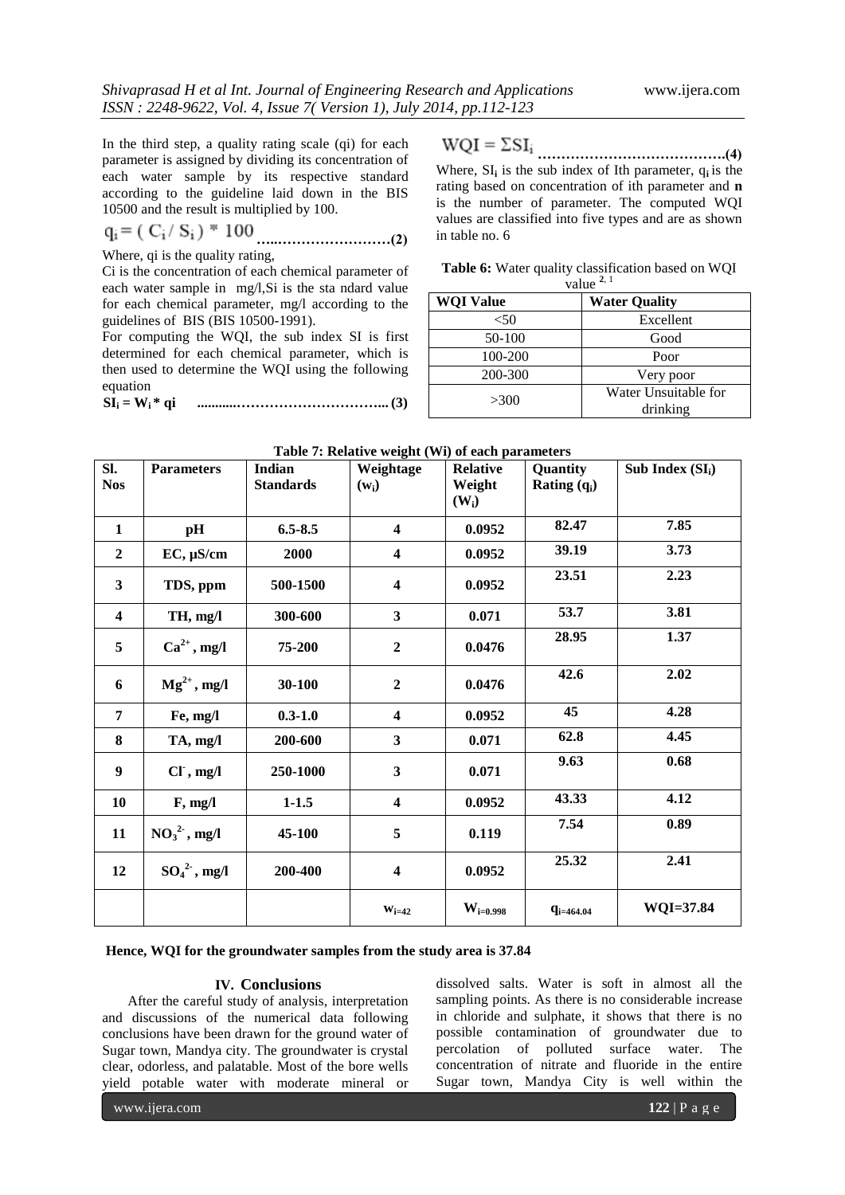In the third step, a quality rating scale (qi) for each parameter is assigned by dividing its concentration of each water sample by its respective standard according to the guideline laid down in the BIS 10500 and the result is multiplied by 100.

$$q_i = ( C_i / S_i ) * 100 \quad \text{………………………(2)}$$

Where, qi is the quality rating,

Ci is the concentration of each chemical parameter of each water sample in mg/l, Si is the sta ndard value for each chemical parameter, mg/l according to the guidelines of BIS (BIS 10500-1991).

For computing the WQI, the sub index SI is first determined for each chemical parameter, which is then used to determine the WQI using the following equation

$$SI_i = W_i * qi \quad \text{…………………………….. (3)}$$

$$WQI = \Sigma SI_i \quad \text{………………………………….(4)}$$

Where, $SI_i$ is the sub index of Ith parameter, $q_i$ is the rating based on concentration of ith parameter and **n** is the number of parameter. The computed WQI values are classified into five types and are as shown in table no. 6

**Table 6:** Water quality classification based on WQI value [2, 1]

| WQI Value | Water Quality |
|---|---|
| <50 | Excellent |
| 50-100 | Good |
| 100-200 | Poor |
| 200-300 | Very poor |
| >300 | Water Unsuitable for drinking |

**Table 7: Relative weight (Wi) of each parameters**

| Sl. Nos | Parameters | Indian Standards | Weightage ($w_i$) | Relative Weight ($W_i$) | Quantity Rating ($q_i$) | Sub Index ($SI_i$) |
|---|---|---|---|---|---|---|
| 1 | pH | 6.5-8.5 | 4 | 0.0952 | 82.47 | 7.85 |
| 2 | EC, µS/cm | 2000 | 4 | 0.0952 | 39.19 | 3.73 |
| 3 | TDS, ppm | 500-1500 | 4 | 0.0952 | 23.51 | 2.23 |
| 4 | TH, mg/l | 300-600 | 3 | 0.071 | 53.7 | 3.81 |
| 5 | $Ca^{2+}$, mg/l | 75-200 | 2 | 0.0476 | 28.95 | 1.37 |
| 6 | $Mg^{2+}$, mg/l | 30-100 | 2 | 0.0476 | 42.6 | 2.02 |
| 7 | Fe, mg/l | 0.3-1.0 | 4 | 0.0952 | 45 | 4.28 |
| 8 | TA, mg/l | 200-600 | 3 | 0.071 | 62.8 | 4.45 |
| 9 | $Cl^-$, mg/l | 250-1000 | 3 | 0.071 | 9.63 | 0.68 |
| 10 | F, mg/l | 1-1.5 | 4 | 0.0952 | 43.33 | 4.12 |
| 11 | $NO_3^{2-}$, mg/l | 45-100 | 5 | 0.119 | 7.54 | 0.89 |
| 12 | $SO_4^{2-}$, mg/l | 200-400 | 4 | 0.0952 | 25.32 | 2.41 |
| | | | $w_{i=42}$ | $W_{i=0.998}$ | $q_{i=464.04}$ | WQI=37.84 |

**Hence, WQI for the groundwater samples from the study area is 37.84**

## IV. Conclusions

After the careful study of analysis, interpretation and discussions of the numerical data following conclusions have been drawn for the ground water of Sugar town, Mandya city. The groundwater is crystal clear, odorless, and palatable. Most of the bore wells yield potable water with moderate mineral or dissolved salts. Water is soft in almost all the sampling points. As there is no considerable increase in chloride and sulphate, it shows that there is no possible contamination of groundwater due to percolation of polluted surface water. The concentration of nitrate and fluoride in the entire Sugar town, Mandya City is well within the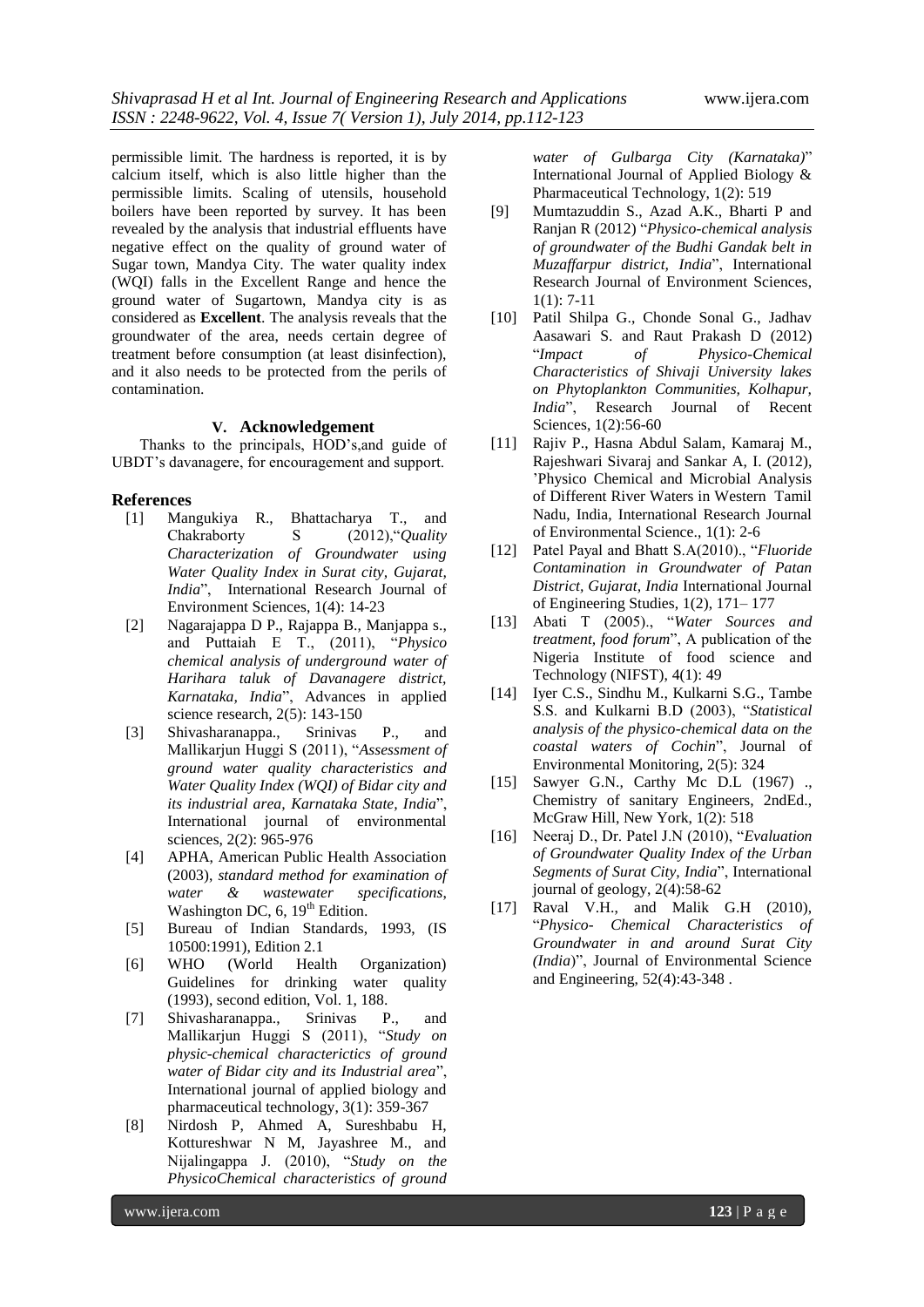permissible limit. The hardness is reported, it is by calcium itself, which is also little higher than the permissible limits. Scaling of utensils, household boilers have been reported by survey. It has been revealed by the analysis that industrial effluents have negative effect on the quality of ground water of Sugar town, Mandya City. The water quality index (WQI) falls in the Excellent Range and hence the ground water of Sugartown, Mandya city is as considered as **Excellent**. The analysis reveals that the groundwater of the area, needs certain degree of treatment before consumption (at least disinfection), and it also needs to be protected from the perils of contamination.

## V. Acknowledgement

Thanks to the principals, HOD's,and guide of UBDT's davanagere, for encouragement and support.

## References

[1] Mangukiya R., Bhattacharya T., and Chakraborty S (2012),"*Quality Characterization of Groundwater using Water Quality Index in Surat city, Gujarat, India*", International Research Journal of Environment Sciences, 1(4): 14-23

[2] Nagarajappa D P., Rajappa B., Manjappa s., and Puttaiah E T., (2011), "*Physico chemical analysis of underground water of Harihara taluk of Davanagere district, Karnataka, India*", Advances in applied science research, 2(5): 143-150

[3] Shivasharanappa., Srinivas P., and Mallikarjun Huggi S (2011), "*Assessment of ground water quality characteristics and Water Quality Index (WQI) of Bidar city and its industrial area, Karnataka State, India*", International journal of environmental sciences, 2(2): 965-976

[4] APHA, American Public Health Association (2003), *standard method for examination of water & wastewater specifications*, Washington DC, 6, 19th Edition.

[5] Bureau of Indian Standards, 1993, (IS 10500:1991), Edition 2.1

[6] WHO (World Health Organization) Guidelines for drinking water quality (1993), second edition, Vol. 1, 188.

[7] Shivasharanappa., Srinivas P., and Mallikarjun Huggi S (2011), "*Study on physic-chemical characterictics of ground water of Bidar city and its Industrial area*", International journal of applied biology and pharmaceutical technology, 3(1): 359-367

[8] Nirdosh P, Ahmed A, Sureshbabu H, Kottureshwar N M, Jayashree M., and Nijalingappa J. (2010), "*Study on the PhysicoChemical characteristics of ground water of Gulbarga City (Karnataka)*" International Journal of Applied Biology & Pharmaceutical Technology, 1(2): 519

[9] Mumtazuddin S., Azad A.K., Bharti P and Ranjan R (2012) "*Physico-chemical analysis of groundwater of the Budhi Gandak belt in Muzaffarpur district, India*", International Research Journal of Environment Sciences, 1(1): 7-11

[10] Patil Shilpa G., Chonde Sonal G., Jadhav Aasawari S. and Raut Prakash D (2012) "*Impact of Physico-Chemical Characteristics of Shivaji University lakes on Phytoplankton Communities, Kolhapur, India*", Research Journal of Recent Sciences, 1(2):56-60

[11] Rajiv P., Hasna Abdul Salam, Kamaraj M., Rajeshwari Sivaraj and Sankar A, I. (2012), 'Physico Chemical and Microbial Analysis of Different River Waters in Western Tamil Nadu, India, International Research Journal of Environmental Science., 1(1): 2-6

[12] Patel Payal and Bhatt S.A(2010)., "*Fluoride Contamination in Groundwater of Patan District, Gujarat, India* International Journal of Engineering Studies, 1(2), 171– 177

[13] Abati T (2005)., "*Water Sources and treatment, food forum*", A publication of the Nigeria Institute of food science and Technology (NIFST), 4(1): 49

[14] Iyer C.S., Sindhu M., Kulkarni S.G., Tambe S.S. and Kulkarni B.D (2003), "*Statistical analysis of the physico-chemical data on the coastal waters of Cochin*", Journal of Environmental Monitoring, 2(5): 324

[15] Sawyer G.N., Carthy Mc D.L (1967) ., Chemistry of sanitary Engineers, 2ndEd., McGraw Hill, New York, 1(2): 518

[16] Neeraj D., Dr. Patel J.N (2010), "*Evaluation of Groundwater Quality Index of the Urban Segments of Surat City, India*", International journal of geology, 2(4):58-62

[17] Raval V.H., and Malik G.H (2010), "*Physico- Chemical Characteristics of Groundwater in and around Surat City (India)*", Journal of Environmental Science and Engineering, 52(4):43-348 .